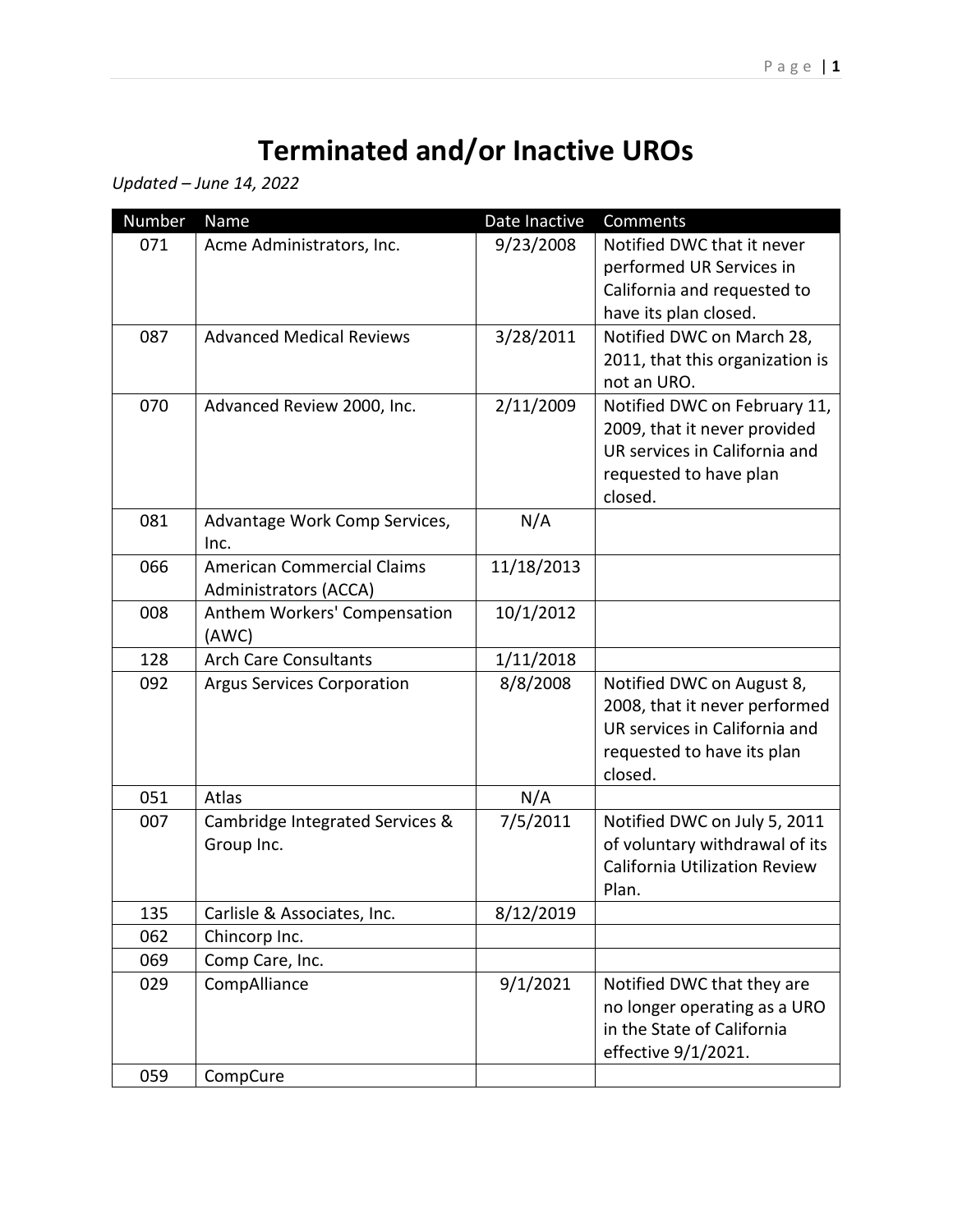# Terminated and/or Inactive UROs

*Updated – June 14, 2022*

| Number | Name | Date Inactive | Comments |
|---|---|---|---|
| 071 | Acme Administrators, Inc. | 9/23/2008 | Notified DWC that it never performed UR Services in California and requested to have its plan closed. |
| 087 | Advanced Medical Reviews | 3/28/2011 | Notified DWC on March 28, 2011, that this organization is not an URO. |
| 070 | Advanced Review 2000, Inc. | 2/11/2009 | Notified DWC on February 11, 2009, that it never provided UR services in California and requested to have plan closed. |
| 081 | Advantage Work Comp Services, Inc. | N/A | |
| 066 | American Commercial Claims Administrators (ACCA) | 11/18/2013 | |
| 008 | Anthem Workers' Compensation (AWC) | 10/1/2012 | |
| 128 | Arch Care Consultants | 1/11/2018 | |
| 092 | Argus Services Corporation | 8/8/2008 | Notified DWC on August 8, 2008, that it never performed UR services in California and requested to have its plan closed. |
| 051 | Atlas | N/A | |
| 007 | Cambridge Integrated Services & Group Inc. | 7/5/2011 | Notified DWC on July 5, 2011 of voluntary withdrawal of its California Utilization Review Plan. |
| 135 | Carlisle & Associates, Inc. | 8/12/2019 | |
| 062 | Chincorp Inc. | | |
| 069 | Comp Care, Inc. | | |
| 029 | CompAlliance | 9/1/2021 | Notified DWC that they are no longer operating as a URO in the State of California effective 9/1/2021. |
| 059 | CompCure | | |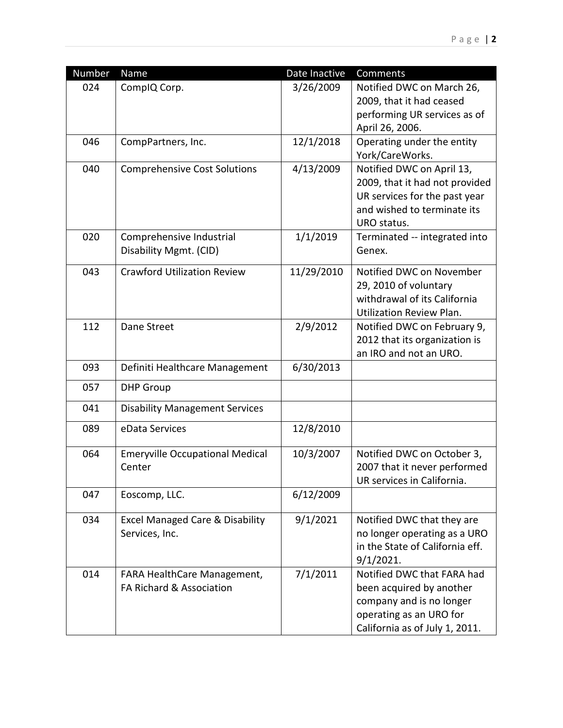| Number | Name | Date Inactive | Comments |
|---|---|---|---|
| 024 | CompIQ Corp. | 3/26/2009 | Notified DWC on March 26, 2009, that it had ceased performing UR services as of April 26, 2006. |
| 046 | CompPartners, Inc. | 12/1/2018 | Operating under the entity York/CareWorks. |
| 040 | Comprehensive Cost Solutions | 4/13/2009 | Notified DWC on April 13, 2009, that it had not provided UR services for the past year and wished to terminate its URO status. |
| 020 | Comprehensive Industrial Disability Mgmt. (CID) | 1/1/2019 | Terminated -- integrated into Genex. |
| 043 | Crawford Utilization Review | 11/29/2010 | Notified DWC on November 29, 2010 of voluntary withdrawal of its California Utilization Review Plan. |
| 112 | Dane Street | 2/9/2012 | Notified DWC on February 9, 2012 that its organization is an IRO and not an URO. |
| 093 | Definiti Healthcare Management | 6/30/2013 | |
| 057 | DHP Group | | |
| 041 | Disability Management Services | | |
| 089 | eData Services | 12/8/2010 | |
| 064 | Emeryville Occupational Medical Center | 10/3/2007 | Notified DWC on October 3, 2007 that it never performed UR services in California. |
| 047 | Eoscomp, LLC. | 6/12/2009 | |
| 034 | Excel Managed Care & Disability Services, Inc. | 9/1/2021 | Notified DWC that they are no longer operating as a URO in the State of California eff. 9/1/2021. |
| 014 | FARA HealthCare Management, FA Richard & Association | 7/1/2011 | Notified DWC that FARA had been acquired by another company and is no longer operating as an URO for California as of July 1, 2011. |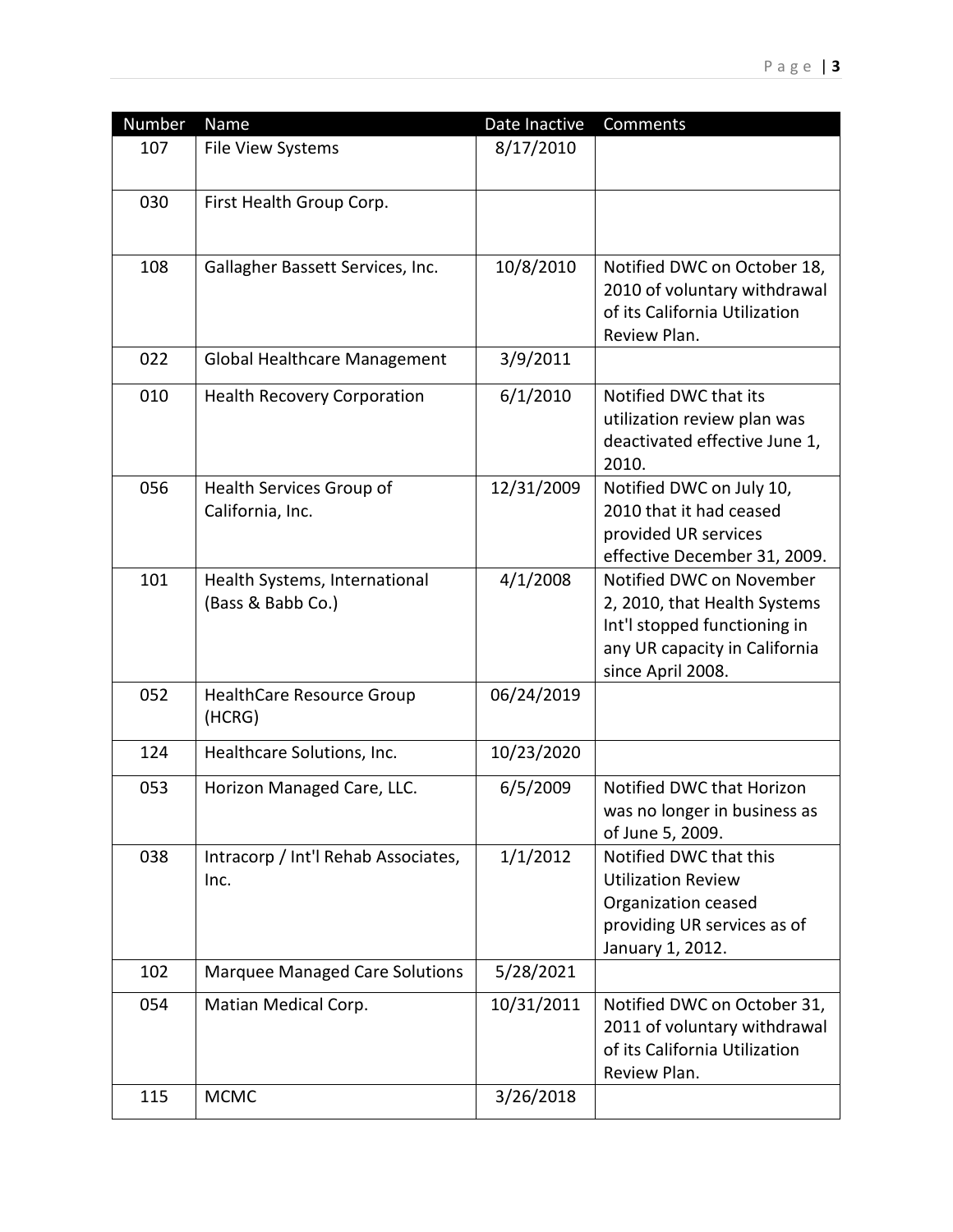| Number | Name | Date Inactive | Comments |
| --- | --- | --- | --- |
| 107 | File View Systems | 8/17/2010 | |
| 030 | First Health Group Corp. | | |
| 108 | Gallagher Bassett Services, Inc. | 10/8/2010 | Notified DWC on October 18, 2010 of voluntary withdrawal of its California Utilization Review Plan. |
| 022 | Global Healthcare Management | 3/9/2011 | |
| 010 | Health Recovery Corporation | 6/1/2010 | Notified DWC that its utilization review plan was deactivated effective June 1, 2010. |
| 056 | Health Services Group of California, Inc. | 12/31/2009 | Notified DWC on July 10, 2010 that it had ceased provided UR services effective December 31, 2009. |
| 101 | Health Systems, International (Bass & Babb Co.) | 4/1/2008 | Notified DWC on November 2, 2010, that Health Systems Int'l stopped functioning in any UR capacity in California since April 2008. |
| 052 | HealthCare Resource Group (HCRG) | 06/24/2019 | |
| 124 | Healthcare Solutions, Inc. | 10/23/2020 | |
| 053 | Horizon Managed Care, LLC. | 6/5/2009 | Notified DWC that Horizon was no longer in business as of June 5, 2009. |
| 038 | Intracorp / Int'l Rehab Associates, Inc. | 1/1/2012 | Notified DWC that this Utilization Review Organization ceased providing UR services as of January 1, 2012. |
| 102 | Marquee Managed Care Solutions | 5/28/2021 | |
| 054 | Matian Medical Corp. | 10/31/2011 | Notified DWC on October 31, 2011 of voluntary withdrawal of its California Utilization Review Plan. |
| 115 | MCMC | 3/26/2018 | |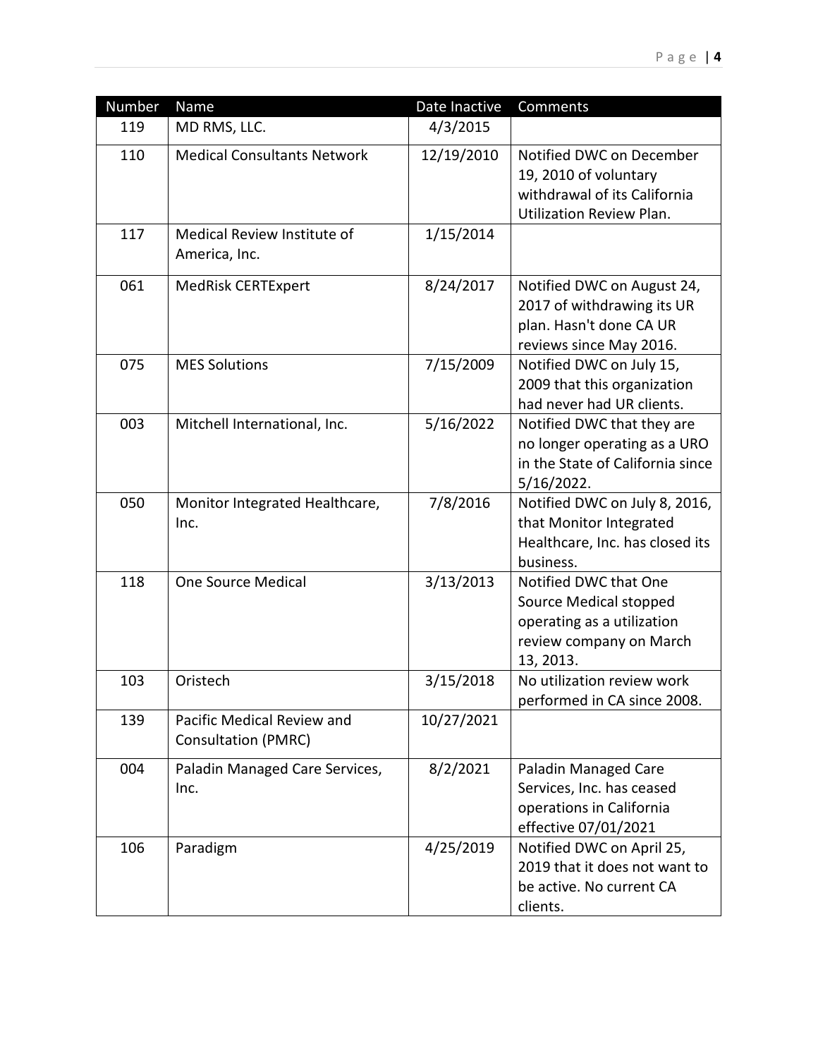| Number | Name | Date Inactive | Comments |
|---|---|---|---|
| 119 | MD RMS, LLC. | 4/3/2015 | |
| 110 | Medical Consultants Network | 12/19/2010 | Notified DWC on December 19, 2010 of voluntary withdrawal of its California Utilization Review Plan. |
| 117 | Medical Review Institute of America, Inc. | 1/15/2014 | |
| 061 | MedRisk CERTExpert | 8/24/2017 | Notified DWC on August 24, 2017 of withdrawing its UR plan. Hasn't done CA UR reviews since May 2016. |
| 075 | MES Solutions | 7/15/2009 | Notified DWC on July 15, 2009 that this organization had never had UR clients. |
| 003 | Mitchell International, Inc. | 5/16/2022 | Notified DWC that they are no longer operating as a URO in the State of California since 5/16/2022. |
| 050 | Monitor Integrated Healthcare, Inc. | 7/8/2016 | Notified DWC on July 8, 2016, that Monitor Integrated Healthcare, Inc. has closed its business. |
| 118 | One Source Medical | 3/13/2013 | Notified DWC that One Source Medical stopped operating as a utilization review company on March 13, 2013. |
| 103 | Oristech | 3/15/2018 | No utilization review work performed in CA since 2008. |
| 139 | Pacific Medical Review and Consultation (PMRC) | 10/27/2021 | |
| 004 | Paladin Managed Care Services, Inc. | 8/2/2021 | Paladin Managed Care Services, Inc. has ceased operations in California effective 07/01/2021 |
| 106 | Paradigm | 4/25/2019 | Notified DWC on April 25, 2019 that it does not want to be active. No current CA clients. |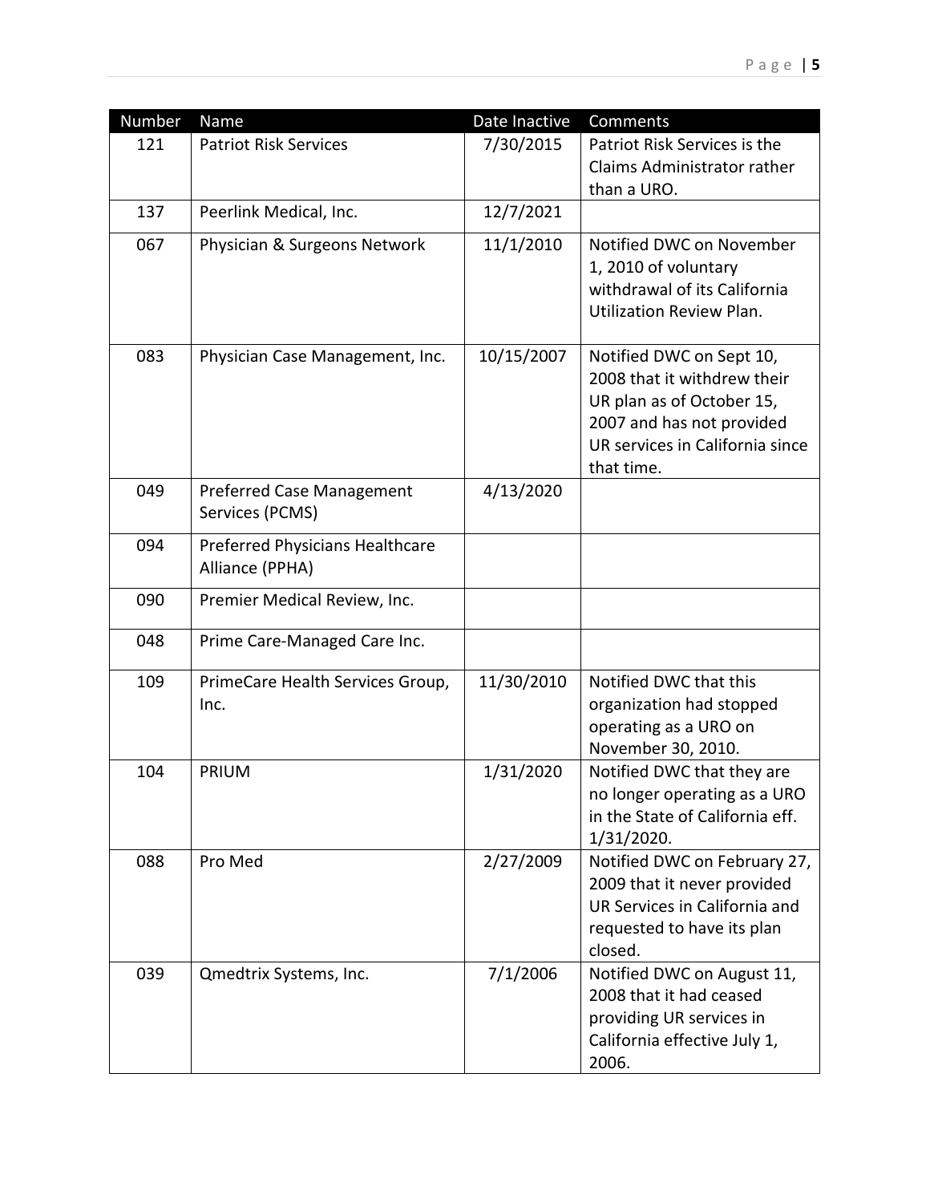| Number | Name | Date Inactive | Comments |
| --- | --- | --- | --- |
| 121 | Patriot Risk Services | 7/30/2015 | Patriot Risk Services is the Claims Administrator rather than a URO. |
| 137 | Peerlink Medical, Inc. | 12/7/2021 | |
| 067 | Physician & Surgeons Network | 11/1/2010 | Notified DWC on November 1, 2010 of voluntary withdrawal of its California Utilization Review Plan. |
| 083 | Physician Case Management, Inc. | 10/15/2007 | Notified DWC on Sept 10, 2008 that it withdrew their UR plan as of October 15, 2007 and has not provided UR services in California since that time. |
| 049 | Preferred Case Management Services (PCMS) | 4/13/2020 | |
| 094 | Preferred Physicians Healthcare Alliance (PPHA) | | |
| 090 | Premier Medical Review, Inc. | | |
| 048 | Prime Care-Managed Care Inc. | | |
| 109 | PrimeCare Health Services Group, Inc. | 11/30/2010 | Notified DWC that this organization had stopped operating as a URO on November 30, 2010. |
| 104 | PRIUM | 1/31/2020 | Notified DWC that they are no longer operating as a URO in the State of California eff. 1/31/2020. |
| 088 | Pro Med | 2/27/2009 | Notified DWC on February 27, 2009 that it never provided UR Services in California and requested to have its plan closed. |
| 039 | Qmedtrix Systems, Inc. | 7/1/2006 | Notified DWC on August 11, 2008 that it had ceased providing UR services in California effective July 1, 2006. |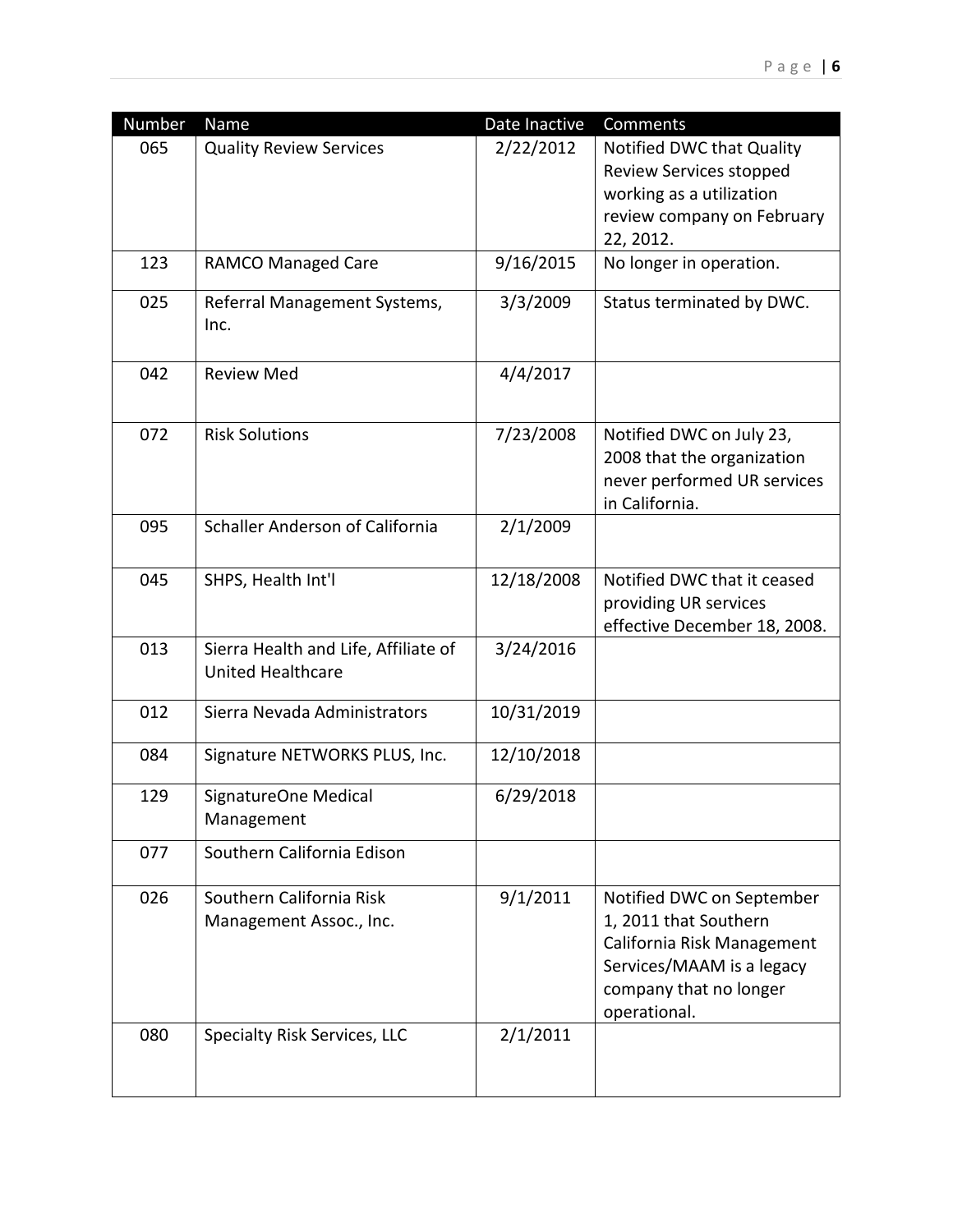| Number | Name | Date Inactive | Comments |
| --- | --- | --- | --- |
| 065 | Quality Review Services | 2/22/2012 | Notified DWC that Quality Review Services stopped working as a utilization review company on February 22, 2012. |
| 123 | RAMCO Managed Care | 9/16/2015 | No longer in operation. |
| 025 | Referral Management Systems, Inc. | 3/3/2009 | Status terminated by DWC. |
| 042 | Review Med | 4/4/2017 | |
| 072 | Risk Solutions | 7/23/2008 | Notified DWC on July 23, 2008 that the organization never performed UR services in California. |
| 095 | Schaller Anderson of California | 2/1/2009 | |
| 045 | SHPS, Health Int'l | 12/18/2008 | Notified DWC that it ceased providing UR services effective December 18, 2008. |
| 013 | Sierra Health and Life, Affiliate of United Healthcare | 3/24/2016 | |
| 012 | Sierra Nevada Administrators | 10/31/2019 | |
| 084 | Signature NETWORKS PLUS, Inc. | 12/10/2018 | |
| 129 | SignatureOne Medical Management | 6/29/2018 | |
| 077 | Southern California Edison | | |
| 026 | Southern California Risk Management Assoc., Inc. | 9/1/2011 | Notified DWC on September 1, 2011 that Southern California Risk Management Services/MAAM is a legacy company that no longer operational. |
| 080 | Specialty Risk Services, LLC | 2/1/2011 | |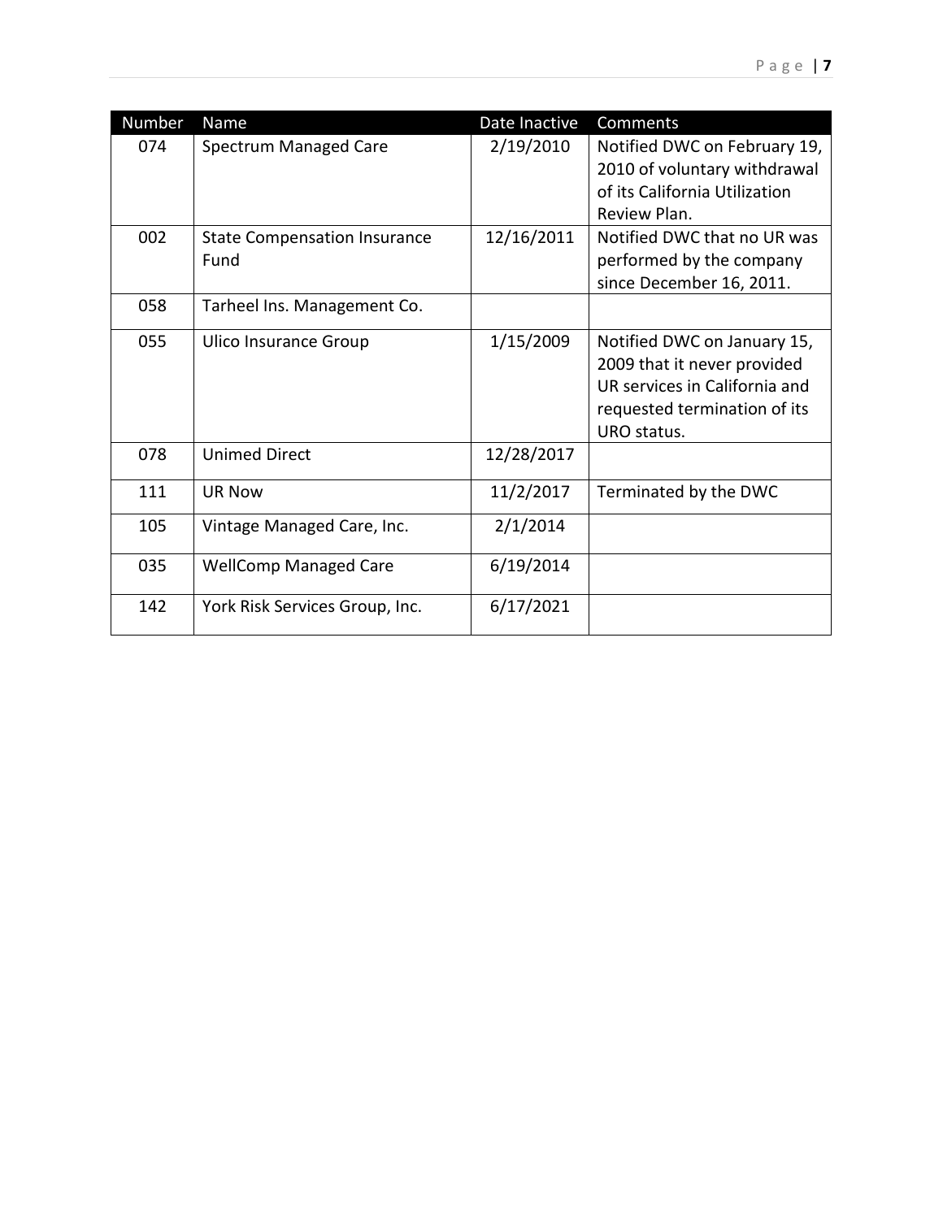| Number | Name | Date Inactive | Comments |
| --- | --- | --- | --- |
| 074 | Spectrum Managed Care | 2/19/2010 | Notified DWC on February 19, 2010 of voluntary withdrawal of its California Utilization Review Plan. |
| 002 | State Compensation Insurance Fund | 12/16/2011 | Notified DWC that no UR was performed by the company since December 16, 2011. |
| 058 | Tarheel Ins. Management Co. | | |
| 055 | Ulico Insurance Group | 1/15/2009 | Notified DWC on January 15, 2009 that it never provided UR services in California and requested termination of its URO status. |
| 078 | Unimed Direct | 12/28/2017 | |
| 111 | UR Now | 11/2/2017 | Terminated by the DWC |
| 105 | Vintage Managed Care, Inc. | 2/1/2014 | |
| 035 | WellComp Managed Care | 6/19/2014 | |
| 142 | York Risk Services Group, Inc. | 6/17/2021 | |